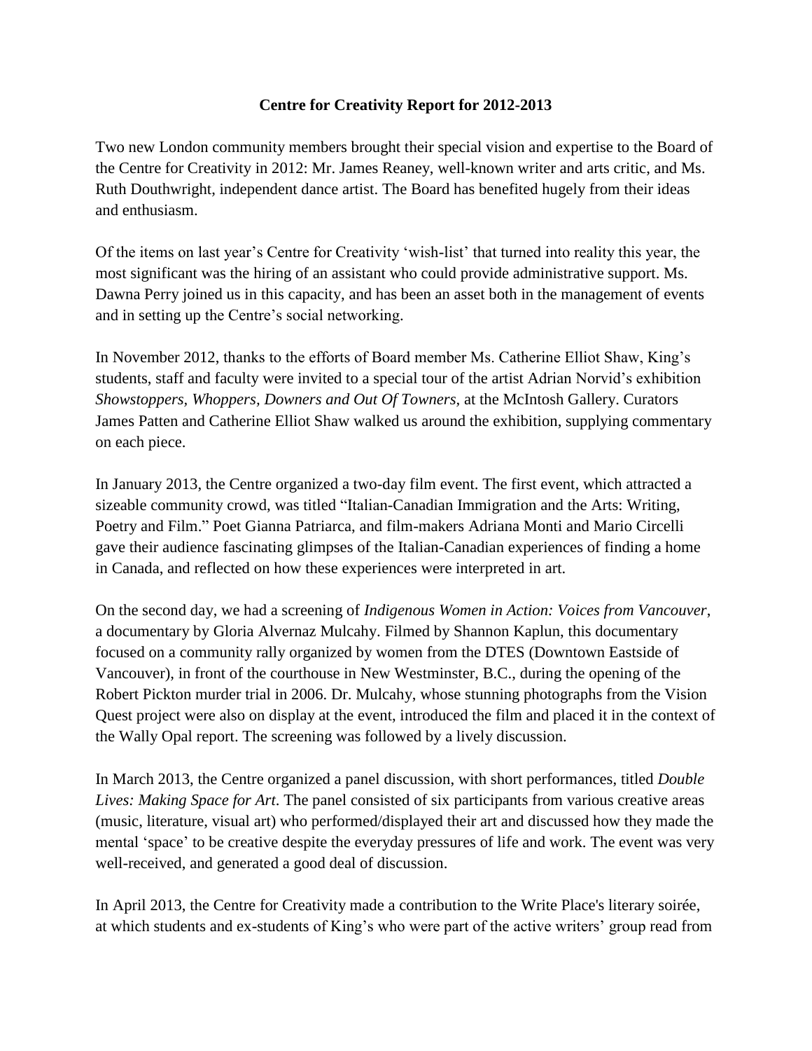**Centre for Creativity Report for 2012-2013**

Two new London community members brought their special vision and expertise to the Board of the Centre for Creativity in 2012: Mr. James Reaney, well-known writer and arts critic, and Ms. Ruth Douthwright, independent dance artist. The Board has benefited hugely from their ideas and enthusiasm.

Of the items on last year's Centre for Creativity 'wish-list' that turned into reality this year, the most significant was the hiring of an assistant who could provide administrative support. Ms. Dawna Perry joined us in this capacity, and has been an asset both in the management of events and in setting up the Centre's social networking.

In November 2012, thanks to the efforts of Board member Ms. Catherine Elliot Shaw, King's students, staff and faculty were invited to a special tour of the artist Adrian Norvid's exhibition *Showstoppers, Whoppers, Downers and Out Of Towners,* at the McIntosh Gallery. Curators James Patten and Catherine Elliot Shaw walked us around the exhibition, supplying commentary on each piece.

In January 2013, the Centre organized a two-day film event. The first event, which attracted a sizeable community crowd, was titled "Italian-Canadian Immigration and the Arts: Writing, Poetry and Film." Poet Gianna Patriarca, and film-makers Adriana Monti and Mario Circelli gave their audience fascinating glimpses of the Italian-Canadian experiences of finding a home in Canada, and reflected on how these experiences were interpreted in art.

On the second day, we had a screening of *Indigenous Women in Action: Voices from Vancouver*, a documentary by Gloria Alvernaz Mulcahy. Filmed by Shannon Kaplun, this documentary focused on a community rally organized by women from the DTES (Downtown Eastside of Vancouver), in front of the courthouse in New Westminster, B.C., during the opening of the Robert Pickton murder trial in 2006. Dr. Mulcahy, whose stunning photographs from the Vision Quest project were also on display at the event, introduced the film and placed it in the context of the Wally Opal report. The screening was followed by a lively discussion.

In March 2013, the Centre organized a panel discussion, with short performances, titled *Double Lives: Making Space for Art*. The panel consisted of six participants from various creative areas (music, literature, visual art) who performed/displayed their art and discussed how they made the mental 'space' to be creative despite the everyday pressures of life and work. The event was very well-received, and generated a good deal of discussion.

In April 2013, the Centre for Creativity made a contribution to the Write Place's literary soirée, at which students and ex-students of King's who were part of the active writers' group read from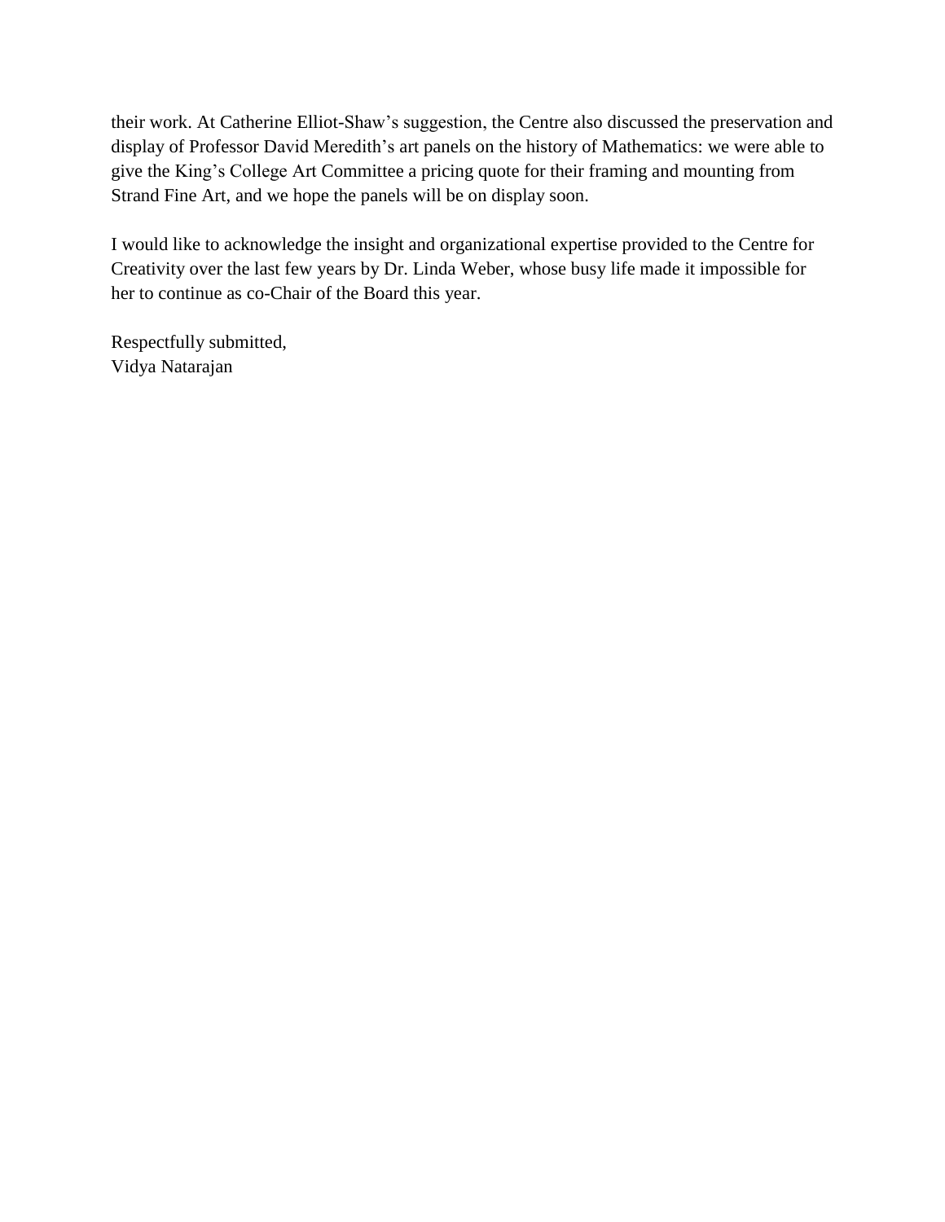their work. At Catherine Elliot-Shaw's suggestion, the Centre also discussed the preservation and display of Professor David Meredith's art panels on the history of Mathematics: we were able to give the King's College Art Committee a pricing quote for their framing and mounting from Strand Fine Art, and we hope the panels will be on display soon.

I would like to acknowledge the insight and organizational expertise provided to the Centre for Creativity over the last few years by Dr. Linda Weber, whose busy life made it impossible for her to continue as co-Chair of the Board this year.

Respectfully submitted,
Vidya Natarajan